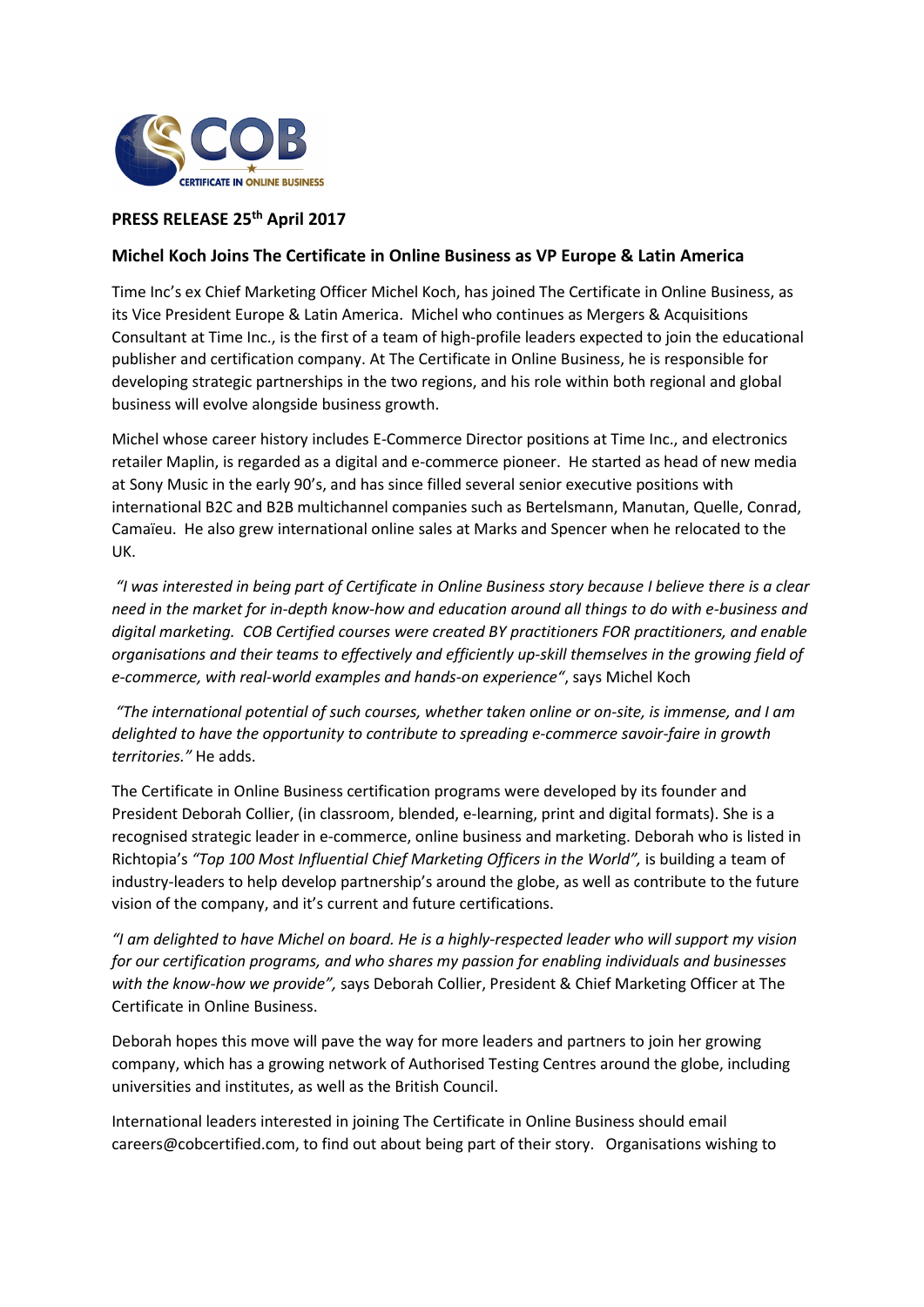**PRESS RELEASE 25th April 2017**

**Michel Koch Joins The Certificate in Online Business as VP Europe & Latin America**

Time Inc's ex Chief Marketing Officer Michel Koch, has joined The Certificate in Online Business, as its Vice President Europe & Latin America. Michel who continues as Mergers & Acquisitions Consultant at Time Inc., is the first of a team of high-profile leaders expected to join the educational publisher and certification company. At The Certificate in Online Business, he is responsible for developing strategic partnerships in the two regions, and his role within both regional and global business will evolve alongside business growth.

Michel whose career history includes E-Commerce Director positions at Time Inc., and electronics retailer Maplin, is regarded as a digital and e-commerce pioneer. He started as head of new media at Sony Music in the early 90's, and has since filled several senior executive positions with international B2C and B2B multichannel companies such as Bertelsmann, Manutan, Quelle, Conrad, Camaïeu. He also grew international online sales at Marks and Spencer when he relocated to the UK.

*"I was interested in being part of Certificate in Online Business story because I believe there is a clear need in the market for in-depth know-how and education around all things to do with e-business and digital marketing. COB Certified courses were created BY practitioners FOR practitioners, and enable organisations and their teams to effectively and efficiently up-skill themselves in the growing field of e-commerce, with real-world examples and hands-on experience"*, says Michel Koch

*"The international potential of such courses, whether taken online or on-site, is immense, and I am delighted to have the opportunity to contribute to spreading e-commerce savoir-faire in growth territories."* He adds.

The Certificate in Online Business certification programs were developed by its founder and President Deborah Collier, (in classroom, blended, e-learning, print and digital formats). She is a recognised strategic leader in e-commerce, online business and marketing. Deborah who is listed in Richtopia's *"Top 100 Most Influential Chief Marketing Officers in the World",* is building a team of industry-leaders to help develop partnership's around the globe, as well as contribute to the future vision of the company, and it's current and future certifications.

*"I am delighted to have Michel on board. He is a highly-respected leader who will support my vision for our certification programs, and who shares my passion for enabling individuals and businesses with the know-how we provide",* says Deborah Collier, President & Chief Marketing Officer at The Certificate in Online Business.

Deborah hopes this move will pave the way for more leaders and partners to join her growing company, which has a growing network of Authorised Testing Centres around the globe, including universities and institutes, as well as the British Council.

International leaders interested in joining The Certificate in Online Business should email careers@cobcertified.com, to find out about being part of their story. Organisations wishing to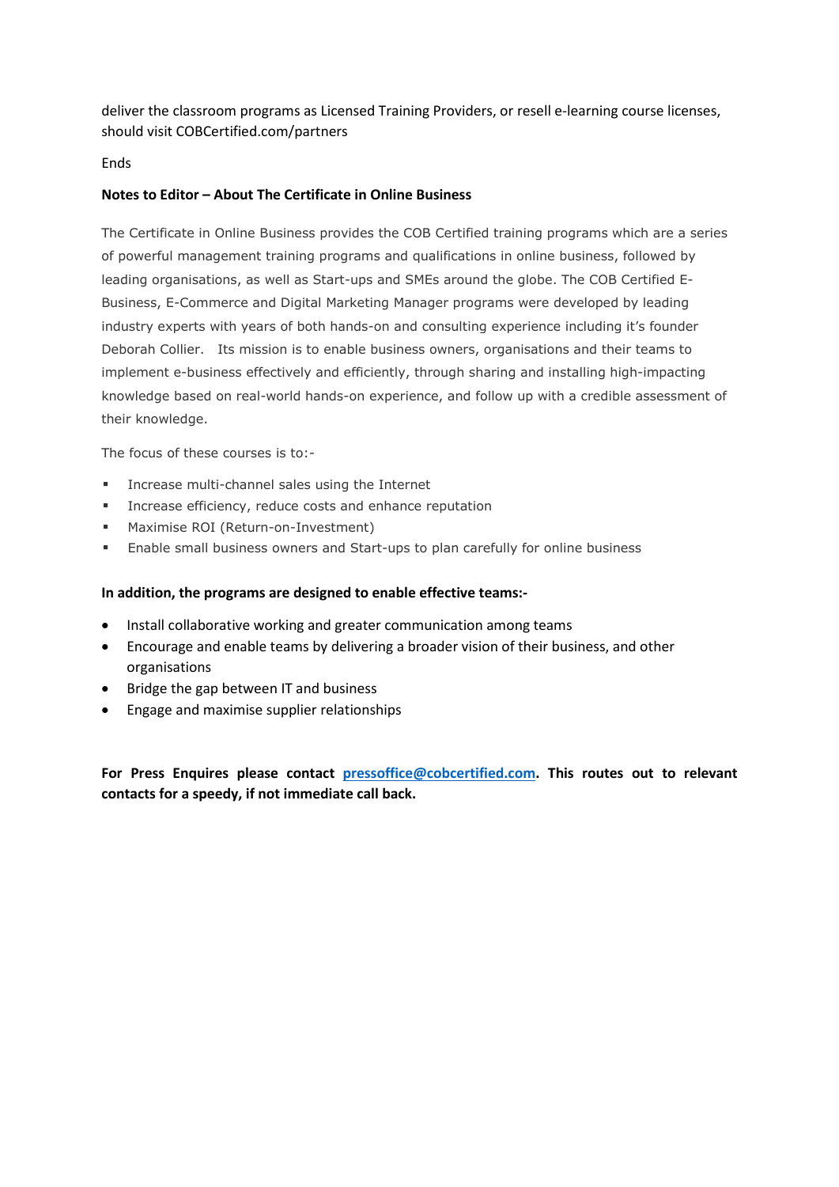deliver the classroom programs as Licensed Training Providers, or resell e-learning course licenses, should visit COBCertified.com/partners

Ends

**Notes to Editor – About The Certificate in Online Business**

The Certificate in Online Business provides the COB Certified training programs which are a series of powerful management training programs and qualifications in online business, followed by leading organisations, as well as Start-ups and SMEs around the globe. The COB Certified E-Business, E-Commerce and Digital Marketing Manager programs were developed by leading industry experts with years of both hands-on and consulting experience including it's founder Deborah Collier. Its mission is to enable business owners, organisations and their teams to implement e-business effectively and efficiently, through sharing and installing high-impacting knowledge based on real-world hands-on experience, and follow up with a credible assessment of their knowledge.

The focus of these courses is to:-

- Increase multi-channel sales using the Internet
- Increase efficiency, reduce costs and enhance reputation
- Maximise ROI (Return-on-Investment)
- Enable small business owners and Start-ups to plan carefully for online business

**In addition, the programs are designed to enable effective teams:-**

- Install collaborative working and greater communication among teams
- Encourage and enable teams by delivering a broader vision of their business, and other organisations
- Bridge the gap between IT and business
- Engage and maximise supplier relationships

**For Press Enquires please contact pressoffice@cobcertified.com. This routes out to relevant contacts for a speedy, if not immediate call back.**